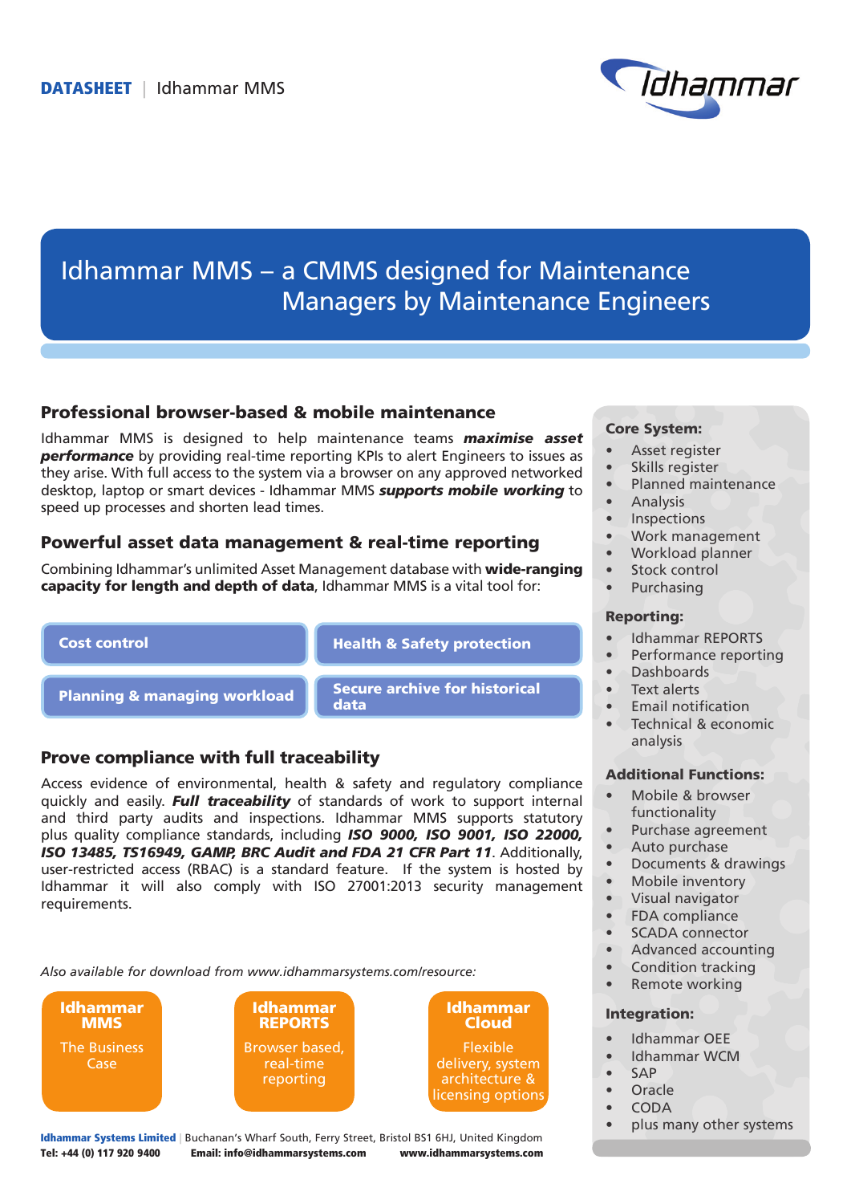**DATASHEET** | Idhammar MMS

# Idhammar MMS – a CMMS designed for Maintenance Managers by Maintenance Engineers

## Professional browser-based & mobile maintenance

Idhammar MMS is designed to help maintenance teams ***maximise asset performance*** by providing real-time reporting KPIs to alert Engineers to issues as they arise. With full access to the system via a browser on any approved networked desktop, laptop or smart devices - Idhammar MMS ***supports mobile working*** to speed up processes and shorten lead times.

## Powerful asset data management & real-time reporting

Combining Idhammar's unlimited Asset Management database with **wide-ranging capacity for length and depth of data**, Idhammar MMS is a vital tool for:

- **Cost control**
- **Health & Safety protection**
- **Planning & managing workload**
- **Secure archive for historical data**

## Prove compliance with full traceability

Access evidence of environmental, health & safety and regulatory compliance quickly and easily. ***Full traceability*** of standards of work to support internal and third party audits and inspections. Idhammar MMS supports statutory plus quality compliance standards, including ***ISO 9000, ISO 9001, ISO 22000, ISO 13485, TS16949, GAMP, BRC Audit and FDA 21 CFR Part 11***. Additionally, user-restricted access (RBAC) is a standard feature. If the system is hosted by Idhammar it will also comply with ISO 27001:2013 security management requirements.

*Also available for download from www.idhammarsystems.com/resource:*

- **Idhammar MMS** – The Business Case
- **Idhammar REPORTS** – Browser based, real-time reporting
- **Idhammar Cloud** – Flexible delivery, system architecture & licensing options

### Core System:

- Asset register
- Skills register
- Planned maintenance
- Analysis
- Inspections
- Work management
- Workload planner
- Stock control
- Purchasing

### Reporting:

- Idhammar REPORTS
- Performance reporting
- Dashboards
- Text alerts
- Email notification
- Technical & economic analysis

### Additional Functions:

- Mobile & browser functionality
- Purchase agreement
- Auto purchase
- Documents & drawings
- Mobile inventory
- Visual navigator
- FDA compliance
- SCADA connector
- Advanced accounting
- Condition tracking
- Remote working

### Integration:

- Idhammar OEE
- Idhammar WCM
- SAP
- Oracle
- CODA
- plus many other systems

**Idhammar Systems Limited** | Buchanan's Wharf South, Ferry Street, Bristol BS1 6HJ, United Kingdom
**Tel: +44 (0) 117 920 9400** **Email: info@idhammarsystems.com** **www.idhammarsystems.com**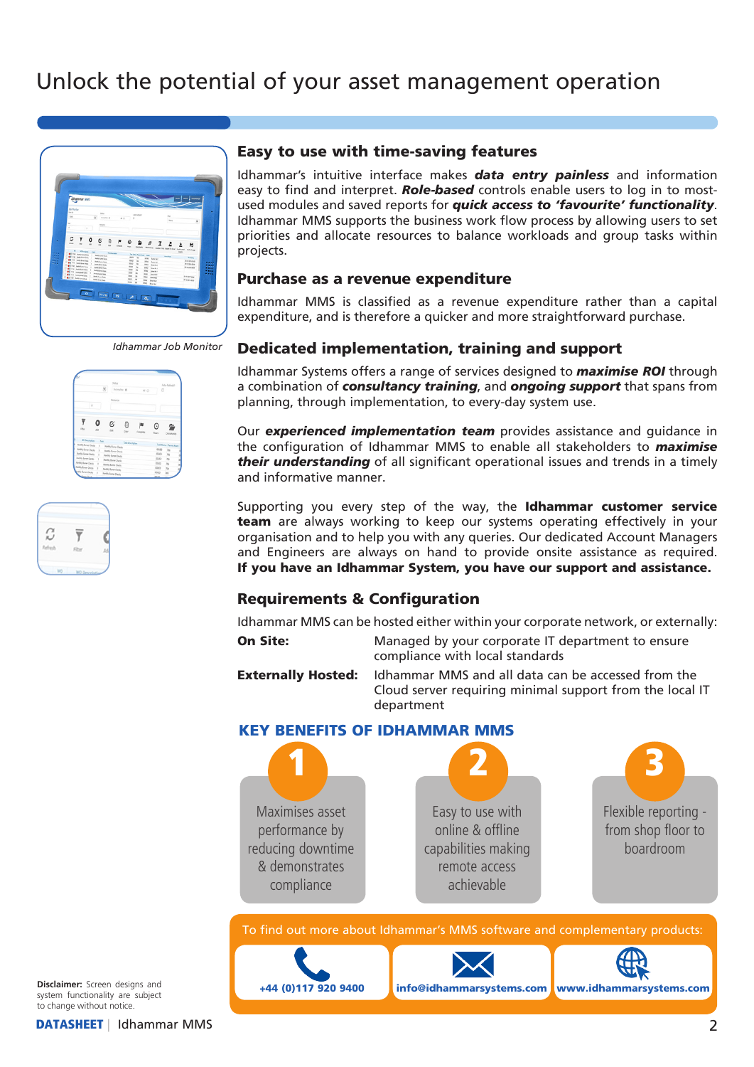# Unlock the potential of your asset management operation

Idhammar Job Monitor

## Easy to use with time-saving features

Idhammar's intuitive interface makes ***data entry painless*** and information easy to find and interpret. ***Role-based*** controls enable users to log in to most-used modules and saved reports for ***quick access to 'favourite' functionality***. Idhammar MMS supports the business work flow process by allowing users to set priorities and allocate resources to balance workloads and group tasks within projects.

## Purchase as a revenue expenditure

Idhammar MMS is classified as a revenue expenditure rather than a capital expenditure, and is therefore a quicker and more straightforward purchase.

## Dedicated implementation, training and support

Idhammar Systems offers a range of services designed to ***maximise ROI*** through a combination of ***consultancy training***, and ***ongoing support*** that spans from planning, through implementation, to every-day system use.

Our ***experienced implementation team*** provides assistance and guidance in the configuration of Idhammar MMS to enable all stakeholders to ***maximise their understanding*** of all significant operational issues and trends in a timely and informative manner.

Supporting you every step of the way, the **Idhammar customer service team** are always working to keep our systems operating effectively in your organisation and to help you with any queries. Our dedicated Account Managers and Engineers are always on hand to provide onsite assistance as required. **If you have an Idhammar System, you have our support and assistance.**

## Requirements & Configuration

Idhammar MMS can be hosted either within your corporate network, or externally:

**On Site:** Managed by your corporate IT department to ensure compliance with local standards

**Externally Hosted:** Idhammar MMS and all data can be accessed from the Cloud server requiring minimal support from the local IT department

## KEY BENEFITS OF IDHAMMAR MMS

1. Maximises asset performance by reducing downtime & demonstrates compliance
2. Easy to use with online & offline capabilities making remote access achievable
3. Flexible reporting - from shop floor to boardroom

To find out more about Idhammar's MMS software and complementary products:

+44 (0)117 920 9400 | info@idhammarsystems.com | www.idhammarsystems.com

**Disclaimer:** Screen designs and system functionality are subject to change without notice.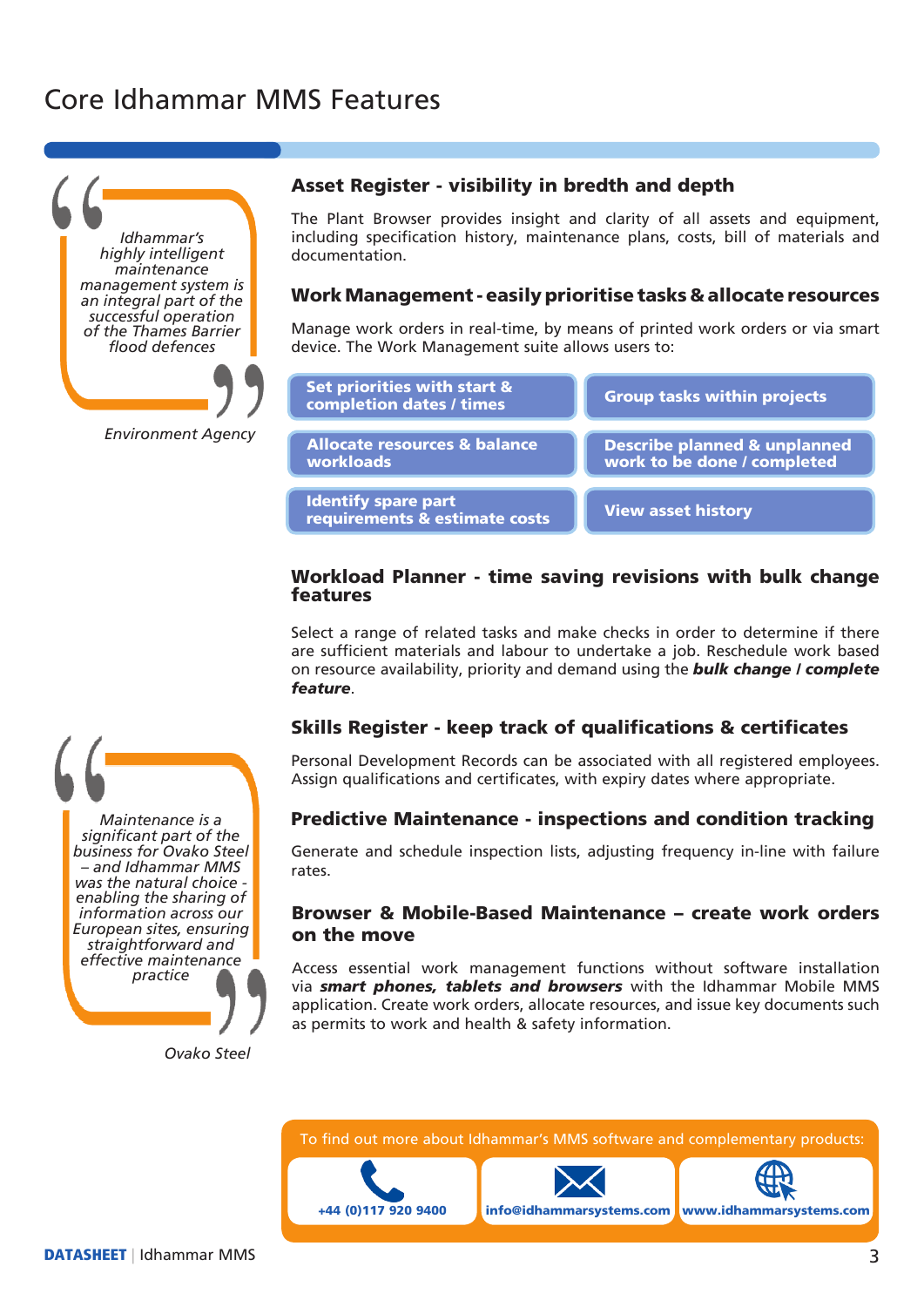# Core Idhammar MMS Features

> *Idhammar's highly intelligent maintenance management system is an integral part of the successful operation of the Thames Barrier flood defences*
>
> *Environment Agency*

## Asset Register - visibility in bredth and depth

The Plant Browser provides insight and clarity of all assets and equipment, including specification history, maintenance plans, costs, bill of materials and documentation.

## Work Management - easily prioritise tasks & allocate resources

Manage work orders in real-time, by means of printed work orders or via smart device. The Work Management suite allows users to:

- **Set priorities with start & completion dates / times**
- **Group tasks within projects**
- **Allocate resources & balance workloads**
- **Describe planned & unplanned work to be done / completed**
- **Identify spare part requirements & estimate costs**
- **View asset history**

## Workload Planner - time saving revisions with bulk change features

Select a range of related tasks and make checks in order to determine if there are sufficient materials and labour to undertake a job. Reschedule work based on resource availability, priority and demand using the ***bulk change / complete feature***.

## Skills Register - keep track of qualifications & certificates

Personal Development Records can be associated with all registered employees. Assign qualifications and certificates, with expiry dates where appropriate.

## Predictive Maintenance - inspections and condition tracking

Generate and schedule inspection lists, adjusting frequency in-line with failure rates.

## Browser & Mobile-Based Maintenance – create work orders on the move

Access essential work management functions without software installation via ***smart phones, tablets and browsers*** with the Idhammar Mobile MMS application. Create work orders, allocate resources, and issue key documents such as permits to work and health & safety information.

> *Maintenance is a significant part of the business for Ovako Steel – and Idhammar MMS was the natural choice - enabling the sharing of information across our European sites, ensuring straightforward and effective maintenance practice*
>
> *Ovako Steel*

To find out more about Idhammar's MMS software and complementary products:

- **+44 (0)117 920 9400**
- **info@idhammarsystems.com**
- **www.idhammarsystems.com**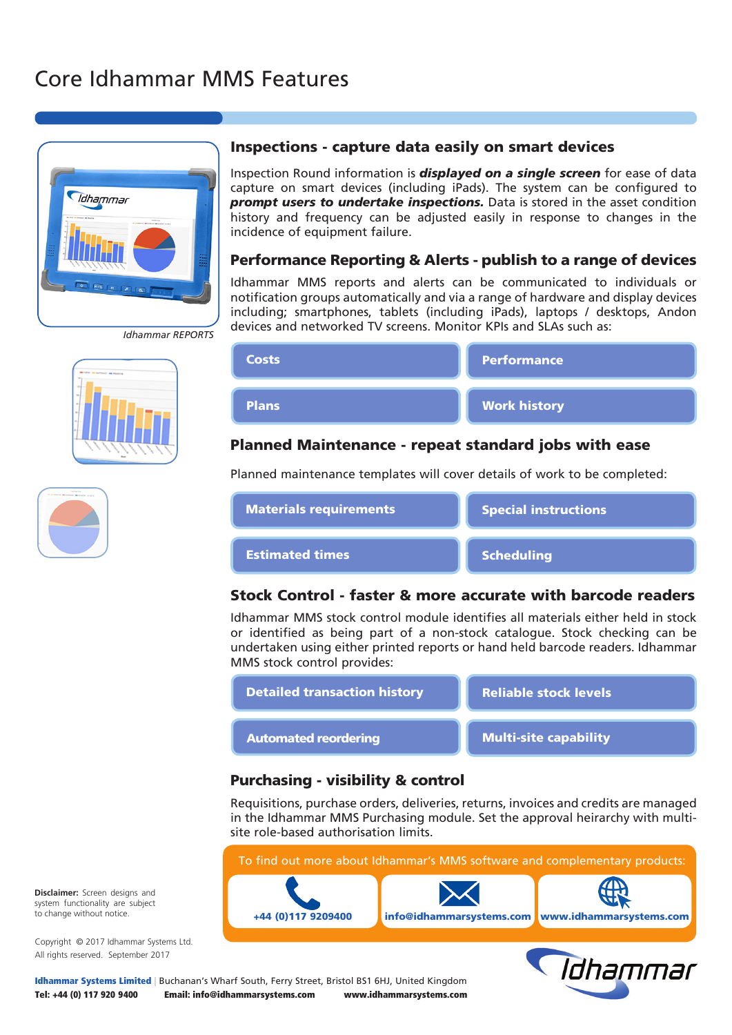# Core Idhammar MMS Features

*Idhammar REPORTS*

## Inspections - capture data easily on smart devices

Inspection Round information is ***displayed on a single screen*** for ease of data capture on smart devices (including iPads). The system can be configured to ***prompt users to undertake inspections.*** Data is stored in the asset condition history and frequency can be adjusted easily in response to changes in the incidence of equipment failure.

## Performance Reporting & Alerts - publish to a range of devices

Idhammar MMS reports and alerts can be communicated to individuals or notification groups automatically and via a range of hardware and display devices including; smartphones, tablets (including iPads), laptops / desktops, Andon devices and networked TV screens. Monitor KPIs and SLAs such as:

- **Costs**
- **Performance**
- **Plans**
- **Work history**

## Planned Maintenance - repeat standard jobs with ease

Planned maintenance templates will cover details of work to be completed:

- **Materials requirements**
- **Special instructions**
- **Estimated times**
- **Scheduling**

## Stock Control - faster & more accurate with barcode readers

Idhammar MMS stock control module identifies all materials either held in stock or identified as being part of a non-stock catalogue. Stock checking can be undertaken using either printed reports or hand held barcode readers. Idhammar MMS stock control provides:

- **Detailed transaction history**
- **Reliable stock levels**
- **Automated reordering**
- **Multi-site capability**

## Purchasing - visibility & control

Requisitions, purchase orders, deliveries, returns, invoices and credits are managed in the Idhammar MMS Purchasing module. Set the approval heirarchy with multi-site role-based authorisation limits.

To find out more about Idhammar's MMS software and complementary products:

**+44 (0)117 9209400** | **info@idhammarsystems.com** | **www.idhammarsystems.com**

**Disclaimer:** Screen designs and system functionality are subject to change without notice.

Copyright © 2017 Idhammar Systems Ltd.
All rights reserved. September 2017

**Idhammar Systems Limited** | Buchanan's Wharf South, Ferry Street, Bristol BS1 6HJ, United Kingdom
**Tel: +44 (0) 117 920 9400** **Email: info@idhammarsystems.com** **www.idhammarsystems.com**